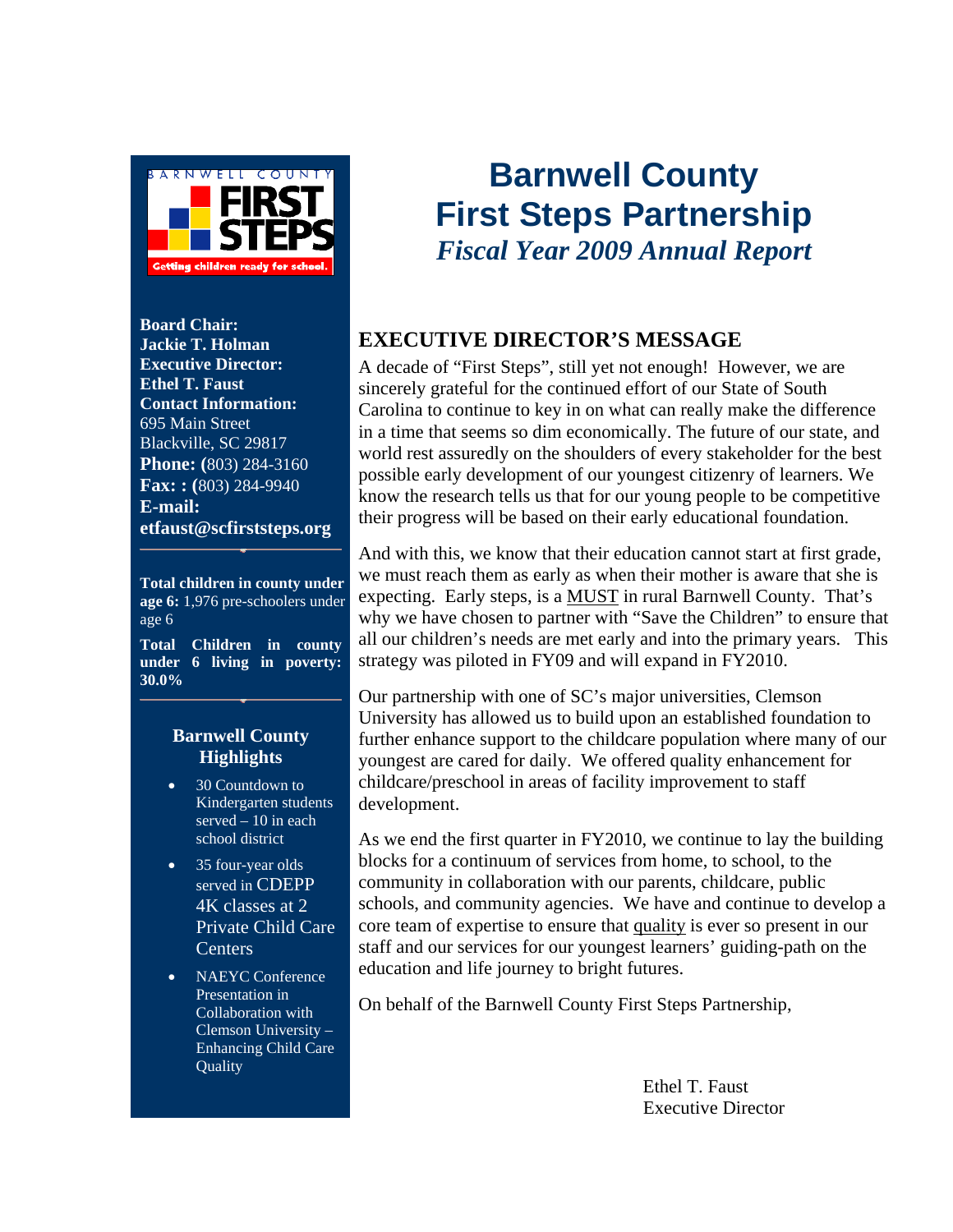# Barnwell County First Steps Partnership

*Fiscal Year 2009 Annual Report*

**Board Chair:**
**Jackie T. Holman**
**Executive Director:**
**Ethel T. Faust**
**Contact Information:**
695 Main Street
Blackville, SC 29817
**Phone:** (803) 284-3160
**Fax:** : (803) 284-9940
**E-mail:**
**etfaust@scfirststeps.org**

**Total children in county under age 6:** 1,976 pre-schoolers under age 6

**Total Children in county under 6 living in poverty: 30.0%**

### Barnwell County Highlights

- 30 Countdown to Kindergarten students served – 10 in each school district
- 35 four-year olds served in CDEPP 4K classes at 2 Private Child Care Centers
- NAEYC Conference Presentation in Collaboration with Clemson University – Enhancing Child Care Quality

## EXECUTIVE DIRECTOR'S MESSAGE

A decade of "First Steps", still yet not enough! However, we are sincerely grateful for the continued effort of our State of South Carolina to continue to key in on what can really make the difference in a time that seems so dim economically. The future of our state, and world rest assuredly on the shoulders of every stakeholder for the best possible early development of our youngest citizenry of learners. We know the research tells us that for our young people to be competitive their progress will be based on their early educational foundation.

And with this, we know that their education cannot start at first grade, we must reach them as early as when their mother is aware that she is expecting. Early steps, is a MUST in rural Barnwell County. That's why we have chosen to partner with "Save the Children" to ensure that all our children's needs are met early and into the primary years. This strategy was piloted in FY09 and will expand in FY2010.

Our partnership with one of SC's major universities, Clemson University has allowed us to build upon an established foundation to further enhance support to the childcare population where many of our youngest are cared for daily. We offered quality enhancement for childcare/preschool in areas of facility improvement to staff development.

As we end the first quarter in FY2010, we continue to lay the building blocks for a continuum of services from home, to school, to the community in collaboration with our parents, childcare, public schools, and community agencies. We have and continue to develop a core team of expertise to ensure that quality is ever so present in our staff and our services for our youngest learners' guiding-path on the education and life journey to bright futures.

On behalf of the Barnwell County First Steps Partnership,

Ethel T. Faust
Executive Director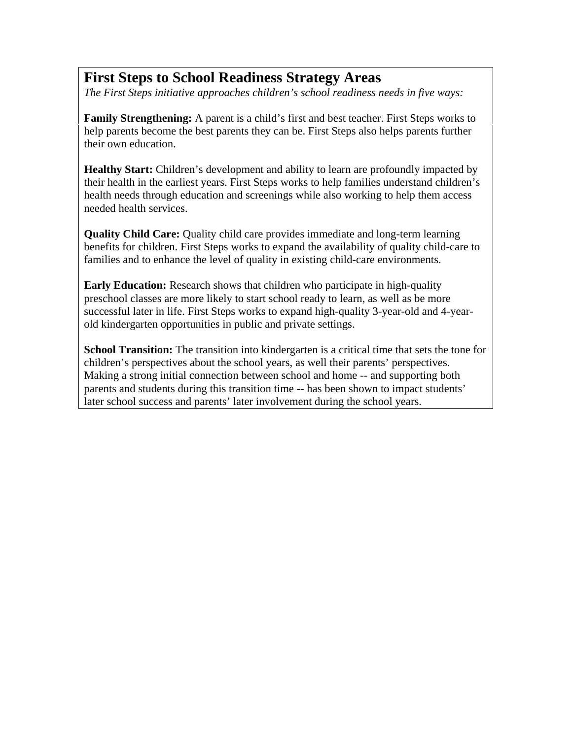## First Steps to School Readiness Strategy Areas

*The First Steps initiative approaches children's school readiness needs in five ways:*

**Family Strengthening:** A parent is a child's first and best teacher. First Steps works to help parents become the best parents they can be. First Steps also helps parents further their own education.

**Healthy Start:** Children's development and ability to learn are profoundly impacted by their health in the earliest years. First Steps works to help families understand children's health needs through education and screenings while also working to help them access needed health services.

**Quality Child Care:** Quality child care provides immediate and long-term learning benefits for children. First Steps works to expand the availability of quality child-care to families and to enhance the level of quality in existing child-care environments.

**Early Education:** Research shows that children who participate in high-quality preschool classes are more likely to start school ready to learn, as well as be more successful later in life. First Steps works to expand high-quality 3-year-old and 4-year-old kindergarten opportunities in public and private settings.

**School Transition:** The transition into kindergarten is a critical time that sets the tone for children's perspectives about the school years, as well their parents' perspectives. Making a strong initial connection between school and home -- and supporting both parents and students during this transition time -- has been shown to impact students' later school success and parents' later involvement during the school years.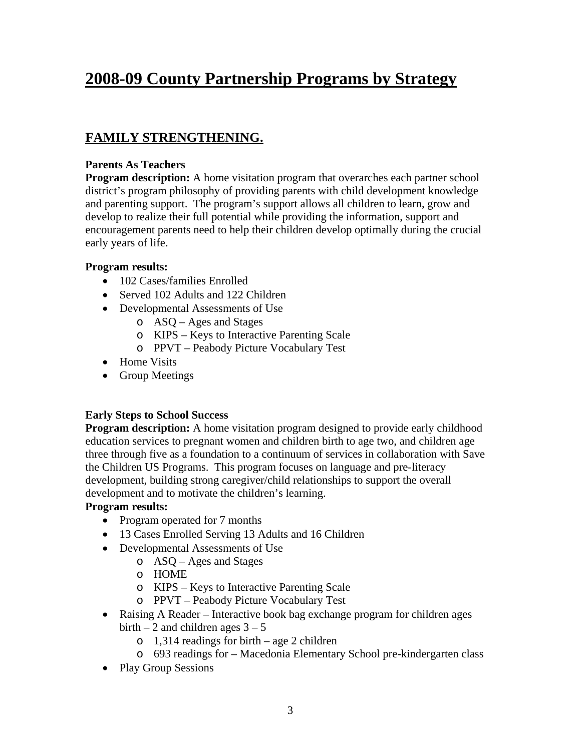# 2008-09 County Partnership Programs by Strategy

## FAMILY STRENGTHENING.

**Parents As Teachers**
**Program description:** A home visitation program that overarches each partner school district's program philosophy of providing parents with child development knowledge and parenting support. The program's support allows all children to learn, grow and develop to realize their full potential while providing the information, support and encouragement parents need to help their children develop optimally during the crucial early years of life.

**Program results:**

- 102 Cases/families Enrolled
- Served 102 Adults and 122 Children
- Developmental Assessments of Use
  - ASQ – Ages and Stages
  - KIPS – Keys to Interactive Parenting Scale
  - PPVT – Peabody Picture Vocabulary Test
- Home Visits
- Group Meetings

**Early Steps to School Success**
**Program description:** A home visitation program designed to provide early childhood education services to pregnant women and children birth to age two, and children age three through five as a foundation to a continuum of services in collaboration with Save the Children US Programs. This program focuses on language and pre-literacy development, building strong caregiver/child relationships to support the overall development and to motivate the children's learning.
**Program results:**

- Program operated for 7 months
- 13 Cases Enrolled Serving 13 Adults and 16 Children
- Developmental Assessments of Use
  - ASQ – Ages and Stages
  - HOME
  - KIPS – Keys to Interactive Parenting Scale
  - PPVT – Peabody Picture Vocabulary Test
- Raising A Reader – Interactive book bag exchange program for children ages birth – 2 and children ages 3 – 5
  - 1,314 readings for birth – age 2 children
  - 693 readings for – Macedonia Elementary School pre-kindergarten class
- Play Group Sessions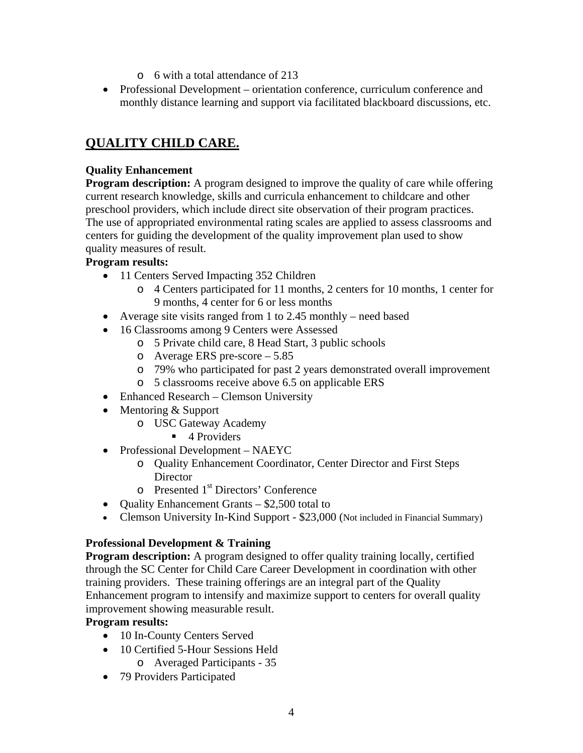- 6 with a total attendance of 213
- Professional Development – orientation conference, curriculum conference and monthly distance learning and support via facilitated blackboard discussions, etc.

## QUALITY CHILD CARE.

**Quality Enhancement**
**Program description:** A program designed to improve the quality of care while offering current research knowledge, skills and curricula enhancement to childcare and other preschool providers, which include direct site observation of their program practices. The use of appropriated environmental rating scales are applied to assess classrooms and centers for guiding the development of the quality improvement plan used to show quality measures of result.
**Program results:**

- 11 Centers Served Impacting 352 Children
  - 4 Centers participated for 11 months, 2 centers for 10 months, 1 center for 9 months, 4 center for 6 or less months
- Average site visits ranged from 1 to 2.45 monthly – need based
- 16 Classrooms among 9 Centers were Assessed
  - 5 Private child care, 8 Head Start, 3 public schools
  - Average ERS pre-score – 5.85
  - 79% who participated for past 2 years demonstrated overall improvement
  - 5 classrooms receive above 6.5 on applicable ERS
- Enhanced Research – Clemson University
- Mentoring & Support
  - USC Gateway Academy
    - 4 Providers
- Professional Development – NAEYC
  - Quality Enhancement Coordinator, Center Director and First Steps Director
  - Presented 1st Directors' Conference
- Quality Enhancement Grants – $2,500 total to
- Clemson University In-Kind Support - $23,000 (Not included in Financial Summary)

**Professional Development & Training**
**Program description:** A program designed to offer quality training locally, certified through the SC Center for Child Care Career Development in coordination with other training providers. These training offerings are an integral part of the Quality Enhancement program to intensify and maximize support to centers for overall quality improvement showing measurable result.
**Program results:**

- 10 In-County Centers Served
- 10 Certified 5-Hour Sessions Held
  - Averaged Participants - 35
- 79 Providers Participated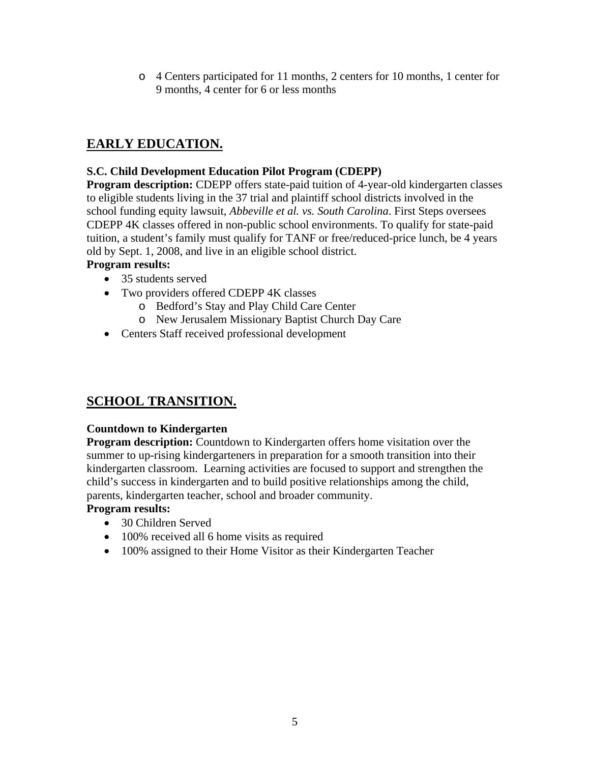- 4 Centers participated for 11 months, 2 centers for 10 months, 1 center for 9 months, 4 center for 6 or less months

## EARLY EDUCATION.

**S.C. Child Development Education Pilot Program (CDEPP)**
**Program description:** CDEPP offers state-paid tuition of 4-year-old kindergarten classes to eligible students living in the 37 trial and plaintiff school districts involved in the school funding equity lawsuit, *Abbeville et al. vs. South Carolina*. First Steps oversees CDEPP 4K classes offered in non-public school environments. To qualify for state-paid tuition, a student's family must qualify for TANF or free/reduced-price lunch, be 4 years old by Sept. 1, 2008, and live in an eligible school district.
**Program results:**

- 35 students served
- Two providers offered CDEPP 4K classes
  - Bedford's Stay and Play Child Care Center
  - New Jerusalem Missionary Baptist Church Day Care
- Centers Staff received professional development

## SCHOOL TRANSITION.

**Countdown to Kindergarten**
**Program description:** Countdown to Kindergarten offers home visitation over the summer to up-rising kindergarteners in preparation for a smooth transition into their kindergarten classroom. Learning activities are focused to support and strengthen the child's success in kindergarten and to build positive relationships among the child, parents, kindergarten teacher, school and broader community.
**Program results:**

- 30 Children Served
- 100% received all 6 home visits as required
- 100% assigned to their Home Visitor as their Kindergarten Teacher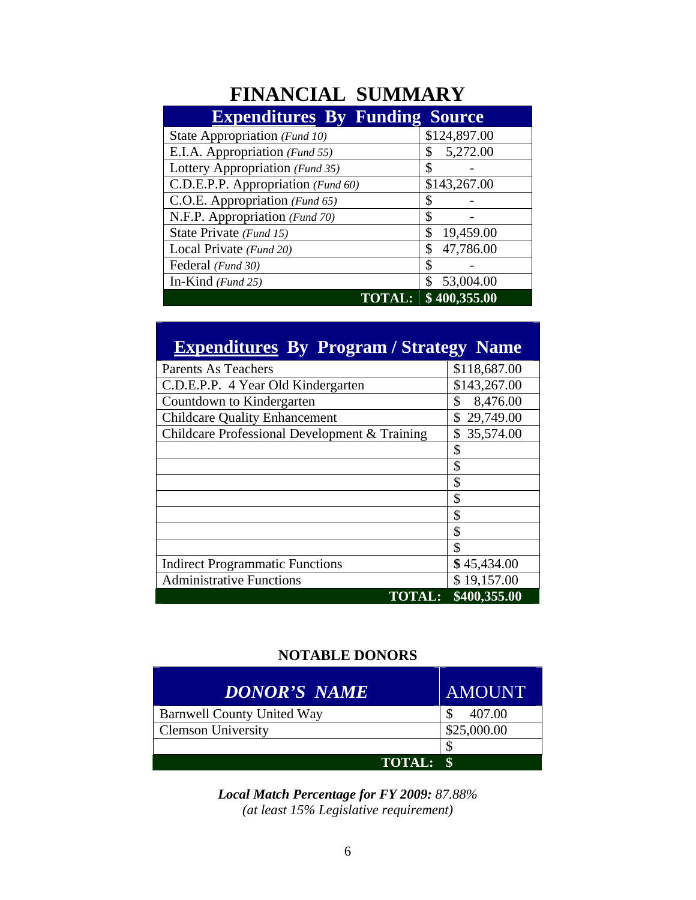# FINANCIAL SUMMARY

| Expenditures By Funding Source | |
|---|---|
| State Appropriation *(Fund 10)* | $124,897.00 |
| E.I.A. Appropriation *(Fund 55)* | $ 5,272.00 |
| Lottery Appropriation *(Fund 35)* | $ - |
| C.D.E.P.P. Appropriation *(Fund 60)* | $143,267.00 |
| C.O.E. Appropriation *(Fund 65)* | $ - |
| N.F.P. Appropriation *(Fund 70)* | $ - |
| State Private *(Fund 15)* | $ 19,459.00 |
| Local Private *(Fund 20)* | $ 47,786.00 |
| Federal *(Fund 30)* | $ - |
| In-Kind *(Fund 25)* | $ 53,004.00 |
| **TOTAL:** | **$ 400,355.00** |

| Expenditures By Program / Strategy Name | |
|---|---|
| Parents As Teachers | $118,687.00 |
| C.D.E.P.P. 4 Year Old Kindergarten | $143,267.00 |
| Countdown to Kindergarten | $ 8,476.00 |
| Childcare Quality Enhancement | $ 29,749.00 |
| Childcare Professional Development & Training | $ 35,574.00 |
| | $ |
| | $ |
| | $ |
| | $ |
| | $ |
| | $ |
| | $ |
| Indirect Programmatic Functions | $ 45,434.00 |
| Administrative Functions | $ 19,157.00 |
| **TOTAL:** | **$400,355.00** |

**NOTABLE DONORS**

| *DONOR'S NAME* | AMOUNT |
|---|---|
| Barnwell County United Way | $ 407.00 |
| Clemson University | $25,000.00 |
| | $ |
| **TOTAL:** | **$** |

***Local Match Percentage for FY 2009:*** *87.88%*
*(at least 15% Legislative requirement)*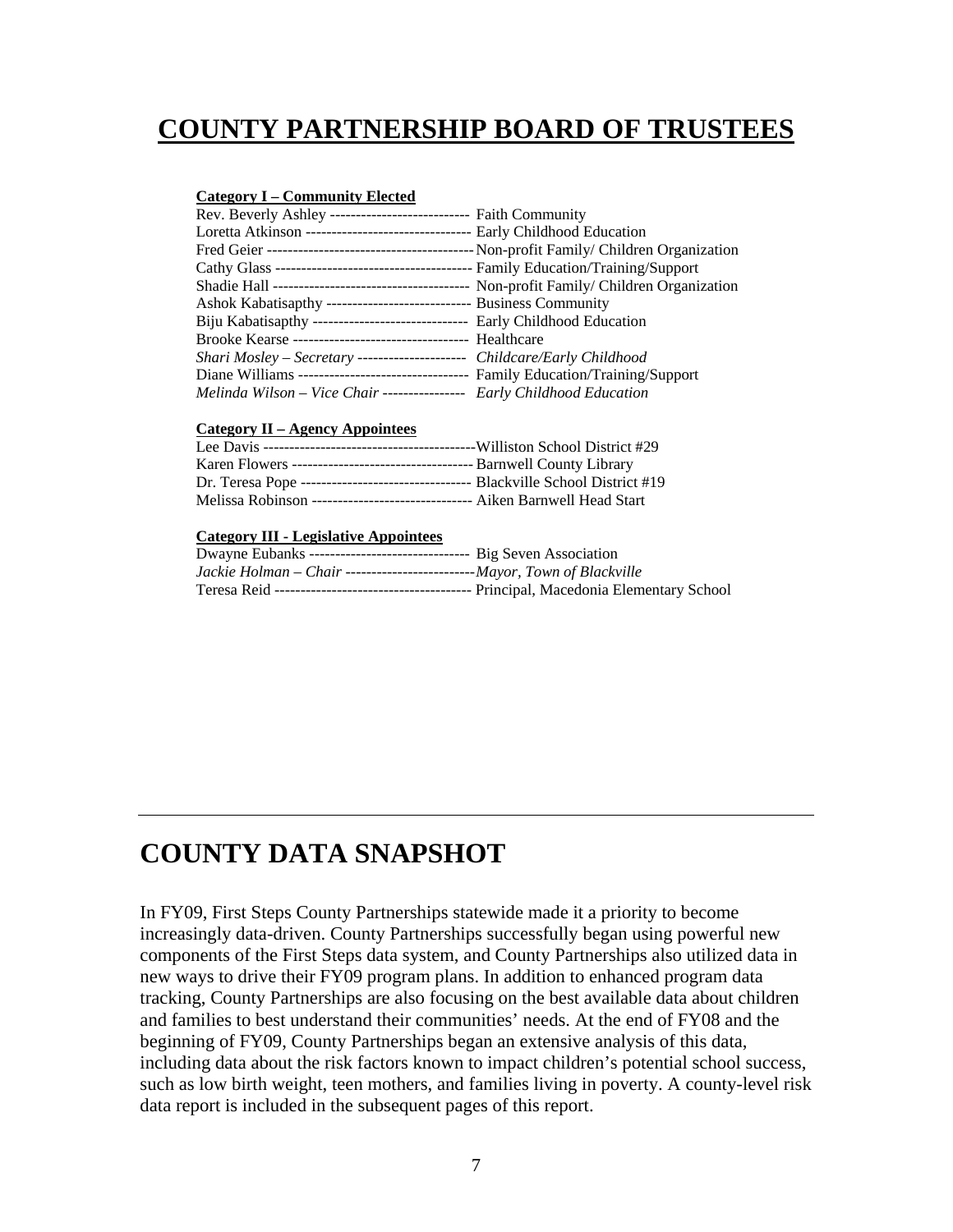# COUNTY PARTNERSHIP BOARD OF TRUSTEES

**Category I – Community Elected**

Rev. Beverly Ashley --------------------------- Faith Community
Loretta Atkinson -------------------------------- Early Childhood Education
Fred Geier ---------------------------------------- Non-profit Family/ Children Organization
Cathy Glass -------------------------------------- Family Education/Training/Support
Shadie Hall -------------------------------------- Non-profit Family/ Children Organization
Ashok Kabatisapthy ---------------------------- Business Community
Biju Kabatisapthy ------------------------------ Early Childhood Education
Brooke Kearse ---------------------------------- Healthcare
*Shari Mosley – Secretary --------------------- Childcare/Early Childhood*
Diane Williams --------------------------------- Family Education/Training/Support
*Melinda Wilson – Vice Chair ---------------- Early Childhood Education*

**Category II – Agency Appointees**

Lee Davis ------------------------------------------Williston School District #29
Karen Flowers ----------------------------------- Barnwell County Library
Dr. Teresa Pope --------------------------------- Blackville School District #19
Melissa Robinson ------------------------------- Aiken Barnwell Head Start

**Category III - Legislative Appointees**

Dwayne Eubanks ------------------------------- Big Seven Association
*Jackie Holman – Chair -------------------------Mayor, Town of Blackville*
Teresa Reid -------------------------------------- Principal, Macedonia Elementary School

# COUNTY DATA SNAPSHOT

In FY09, First Steps County Partnerships statewide made it a priority to become increasingly data-driven. County Partnerships successfully began using powerful new components of the First Steps data system, and County Partnerships also utilized data in new ways to drive their FY09 program plans. In addition to enhanced program data tracking, County Partnerships are also focusing on the best available data about children and families to best understand their communities' needs. At the end of FY08 and the beginning of FY09, County Partnerships began an extensive analysis of this data, including data about the risk factors known to impact children's potential school success, such as low birth weight, teen mothers, and families living in poverty. A county-level risk data report is included in the subsequent pages of this report.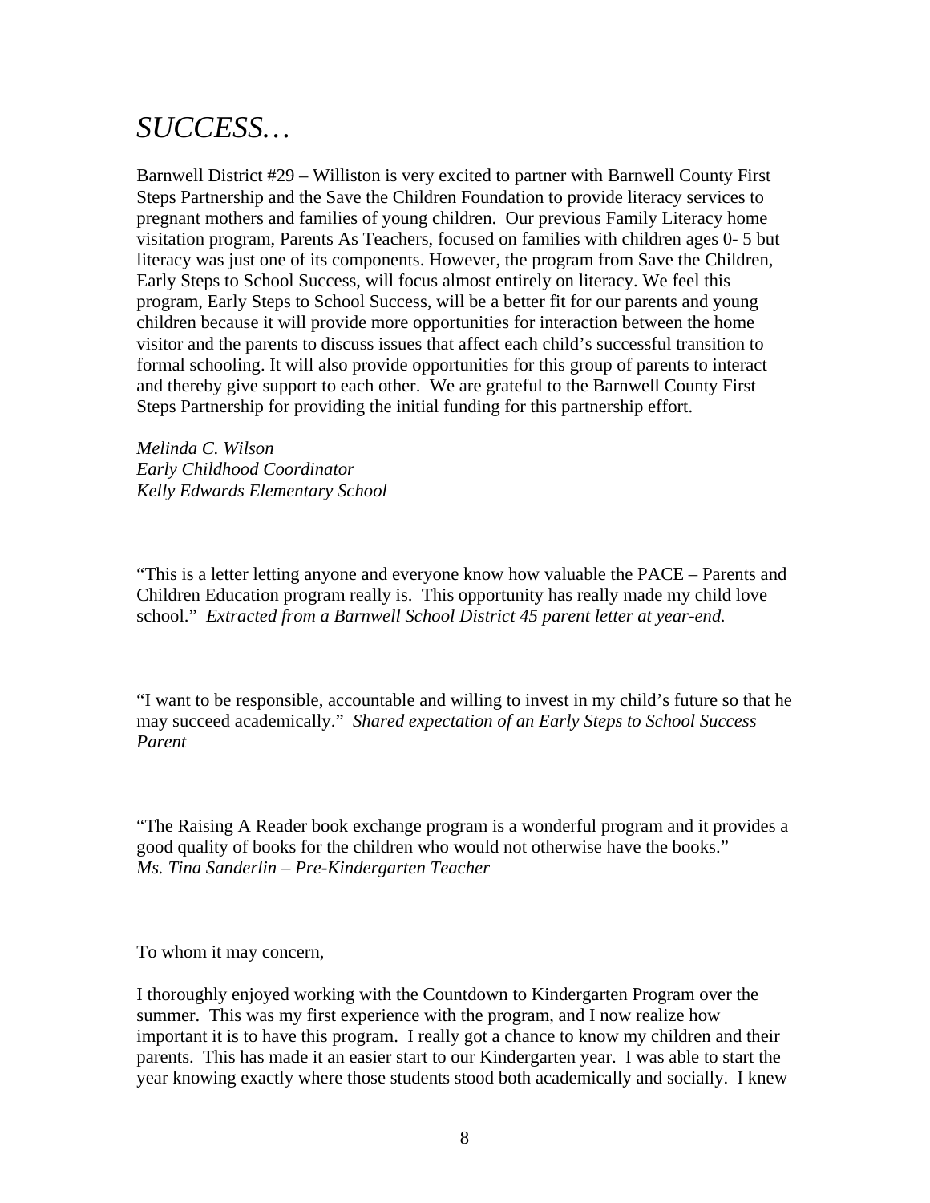# *SUCCESS…*

Barnwell District #29 – Williston is very excited to partner with Barnwell County First Steps Partnership and the Save the Children Foundation to provide literacy services to pregnant mothers and families of young children. Our previous Family Literacy home visitation program, Parents As Teachers, focused on families with children ages 0- 5 but literacy was just one of its components. However, the program from Save the Children, Early Steps to School Success, will focus almost entirely on literacy. We feel this program, Early Steps to School Success, will be a better fit for our parents and young children because it will provide more opportunities for interaction between the home visitor and the parents to discuss issues that affect each child's successful transition to formal schooling. It will also provide opportunities for this group of parents to interact and thereby give support to each other. We are grateful to the Barnwell County First Steps Partnership for providing the initial funding for this partnership effort.

*Melinda C. Wilson*
*Early Childhood Coordinator*
*Kelly Edwards Elementary School*

"This is a letter letting anyone and everyone know how valuable the PACE – Parents and Children Education program really is. This opportunity has really made my child love school." *Extracted from a Barnwell School District 45 parent letter at year-end.*

"I want to be responsible, accountable and willing to invest in my child's future so that he may succeed academically." *Shared expectation of an Early Steps to School Success Parent*

"The Raising A Reader book exchange program is a wonderful program and it provides a good quality of books for the children who would not otherwise have the books."
*Ms. Tina Sanderlin – Pre-Kindergarten Teacher*

To whom it may concern,

I thoroughly enjoyed working with the Countdown to Kindergarten Program over the summer. This was my first experience with the program, and I now realize how important it is to have this program. I really got a chance to know my children and their parents. This has made it an easier start to our Kindergarten year. I was able to start the year knowing exactly where those students stood both academically and socially. I knew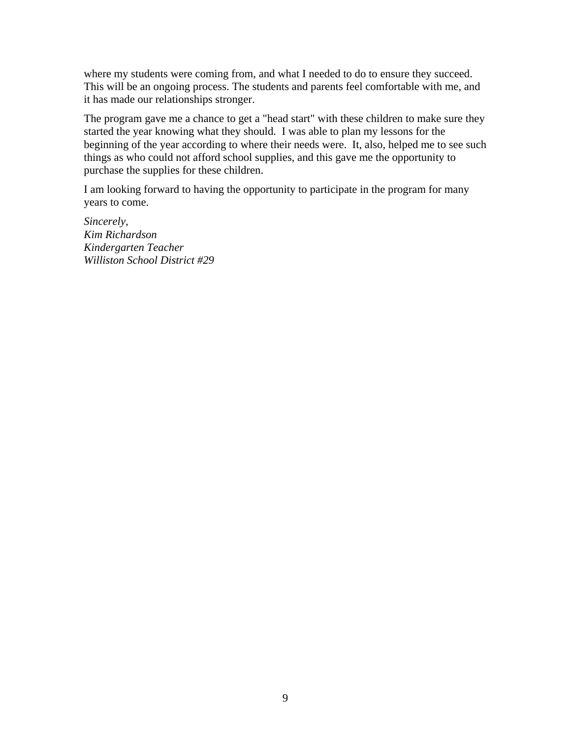where my students were coming from, and what I needed to do to ensure they succeed. This will be an ongoing process. The students and parents feel comfortable with me, and it has made our relationships stronger.

The program gave me a chance to get a "head start" with these children to make sure they started the year knowing what they should.  I was able to plan my lessons for the beginning of the year according to where their needs were.  It, also, helped me to see such things as who could not afford school supplies, and this gave me the opportunity to purchase the supplies for these children.

I am looking forward to having the opportunity to participate in the program for many years to come.

*Sincerely,*
*Kim Richardson*
*Kindergarten Teacher*
*Williston School District #29*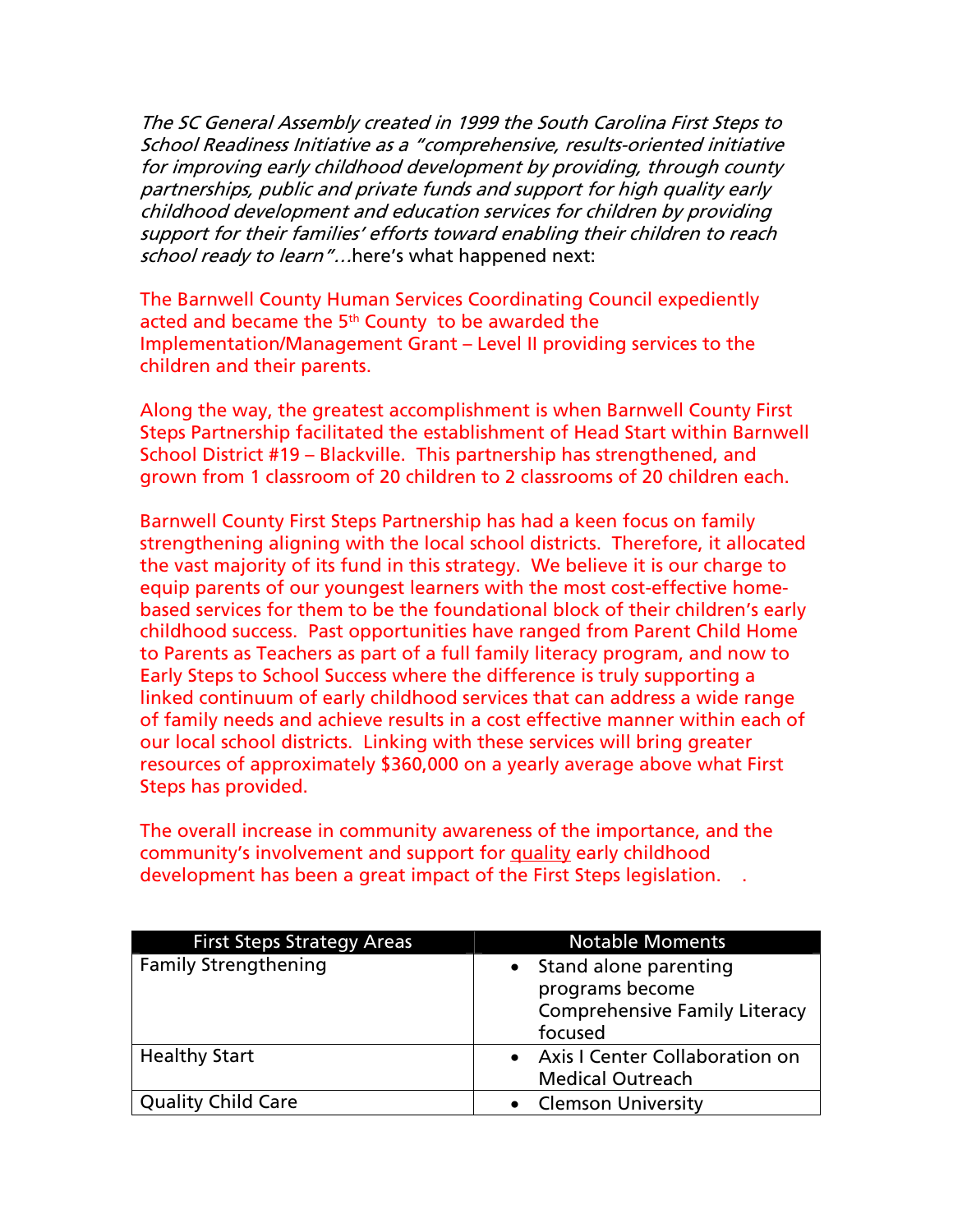*The SC General Assembly created in 1999 the South Carolina First Steps to School Readiness Initiative as a "comprehensive, results-oriented initiative for improving early childhood development by providing, through county partnerships, public and private funds and support for high quality early childhood development and education services for children by providing support for their families' efforts toward enabling their children to reach school ready to learn"…*here's what happened next:

The Barnwell County Human Services Coordinating Council expediently acted and became the 5th County to be awarded the Implementation/Management Grant – Level II providing services to the children and their parents.

Along the way, the greatest accomplishment is when Barnwell County First Steps Partnership facilitated the establishment of Head Start within Barnwell School District #19 – Blackville. This partnership has strengthened, and grown from 1 classroom of 20 children to 2 classrooms of 20 children each.

Barnwell County First Steps Partnership has had a keen focus on family strengthening aligning with the local school districts. Therefore, it allocated the vast majority of its fund in this strategy. We believe it is our charge to equip parents of our youngest learners with the most cost-effective home-based services for them to be the foundational block of their children's early childhood success. Past opportunities have ranged from Parent Child Home to Parents as Teachers as part of a full family literacy program, and now to Early Steps to School Success where the difference is truly supporting a linked continuum of early childhood services that can address a wide range of family needs and achieve results in a cost effective manner within each of our local school districts. Linking with these services will bring greater resources of approximately $360,000 on a yearly average above what First Steps has provided.

The overall increase in community awareness of the importance, and the community's involvement and support for quality early childhood development has been a great impact of the First Steps legislation. .

| First Steps Strategy Areas | Notable Moments |
|---|---|
| Family Strengthening | • Stand alone parenting programs become Comprehensive Family Literacy focused |
| Healthy Start | • Axis I Center Collaboration on Medical Outreach |
| Quality Child Care | • Clemson University |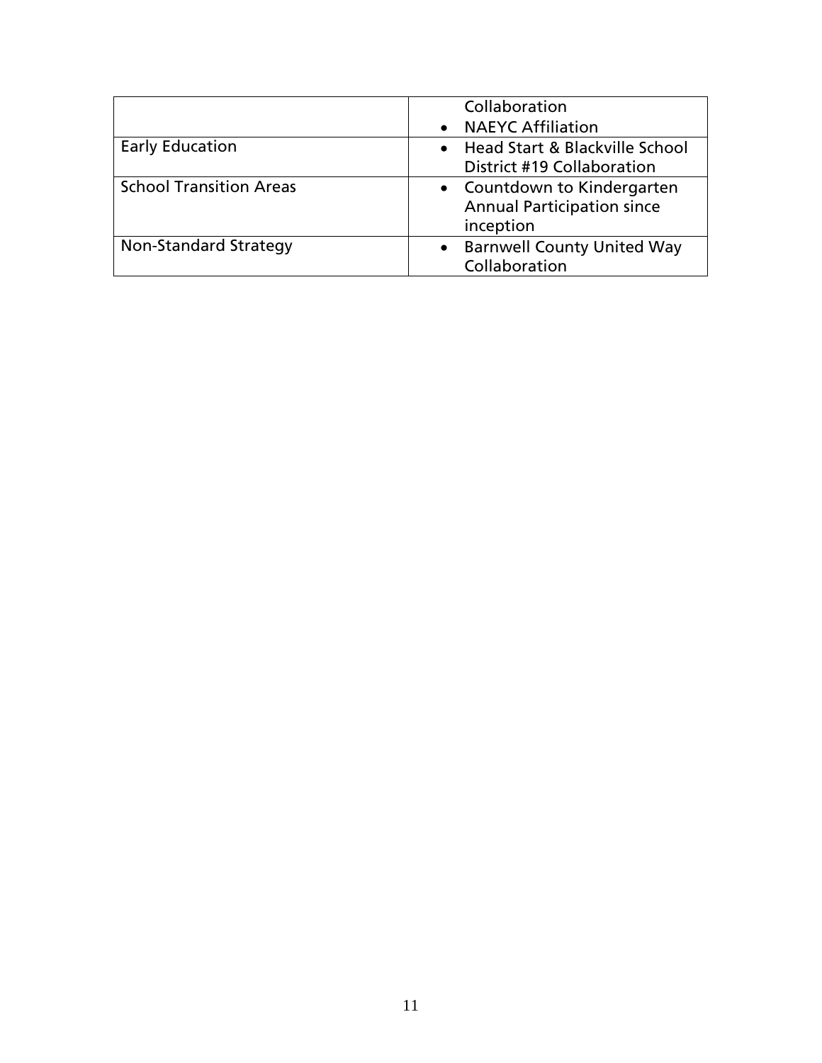| | |
|---|---|
| | Collaboration<br>• NAEYC Affiliation |
| Early Education | • Head Start & Blackville School District #19 Collaboration |
| School Transition Areas | • Countdown to Kindergarten Annual Participation since inception |
| Non-Standard Strategy | • Barnwell County United Way Collaboration |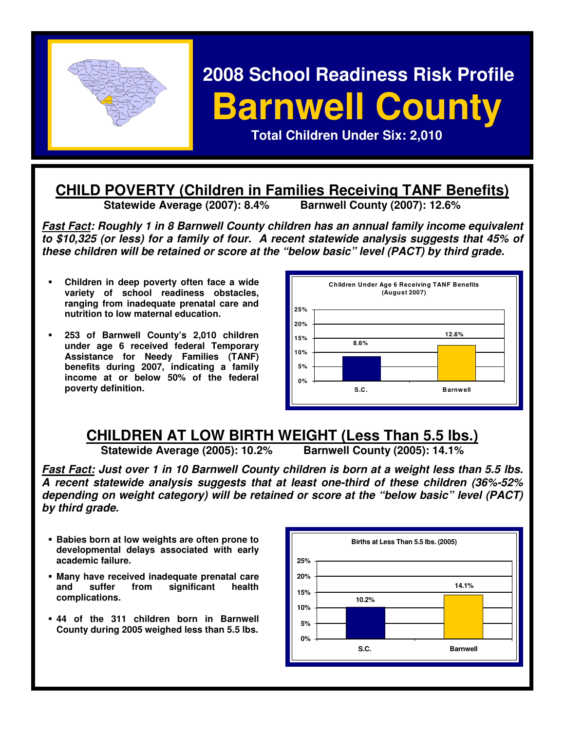# 2008 School Readiness Risk Profile

# Barnwell County

**Total Children Under Six: 2,010**

## CHILD POVERTY (Children in Families Receiving TANF Benefits)

**Statewide Average (2007): 8.4%** **Barnwell County (2007): 12.6%**

***Fast Fact*: Roughly 1 in 8 Barnwell County children has an annual family income equivalent to $10,325 (or less) for a family of four. A recent statewide analysis suggests that 45% of these children will be retained or score at the "below basic" level (PACT) by third grade.**

- **Children in deep poverty often face a wide variety of school readiness obstacles, ranging from inadequate prenatal care and nutrition to low maternal education.**
- **253 of Barnwell County's 2,010 children under age 6 received federal Temporary Assistance for Needy Families (TANF) benefits during 2007, indicating a family income at or below 50% of the federal poverty definition.**

**Children Under Age 6 Receiving TANF Benefits (August 2007)**

| | S.C. | Barnwell |
|---|---|---|
| Percent | 8.6% | 12.6% |

## CHILDREN AT LOW BIRTH WEIGHT (Less Than 5.5 lbs.)

**Statewide Average (2005): 10.2%** **Barnwell County (2005): 14.1%**

***Fast Fact:* Just over 1 in 10 Barnwell County children is born at a weight less than 5.5 lbs. A recent statewide analysis suggests that at least one-third of these children (36%-52% depending on weight category) will be retained or score at the "below basic" level (PACT) by third grade.**

- **Babies born at low weights are often prone to developmental delays associated with early academic failure.**
- **Many have received inadequate prenatal care and suffer from significant health complications.**
- **44 of the 311 children born in Barnwell County during 2005 weighed less than 5.5 lbs.**

**Births at Less Than 5.5 lbs. (2005)**

| | S.C. | Barnwell |
|---|---|---|
| Percent | 10.2% | 14.1% |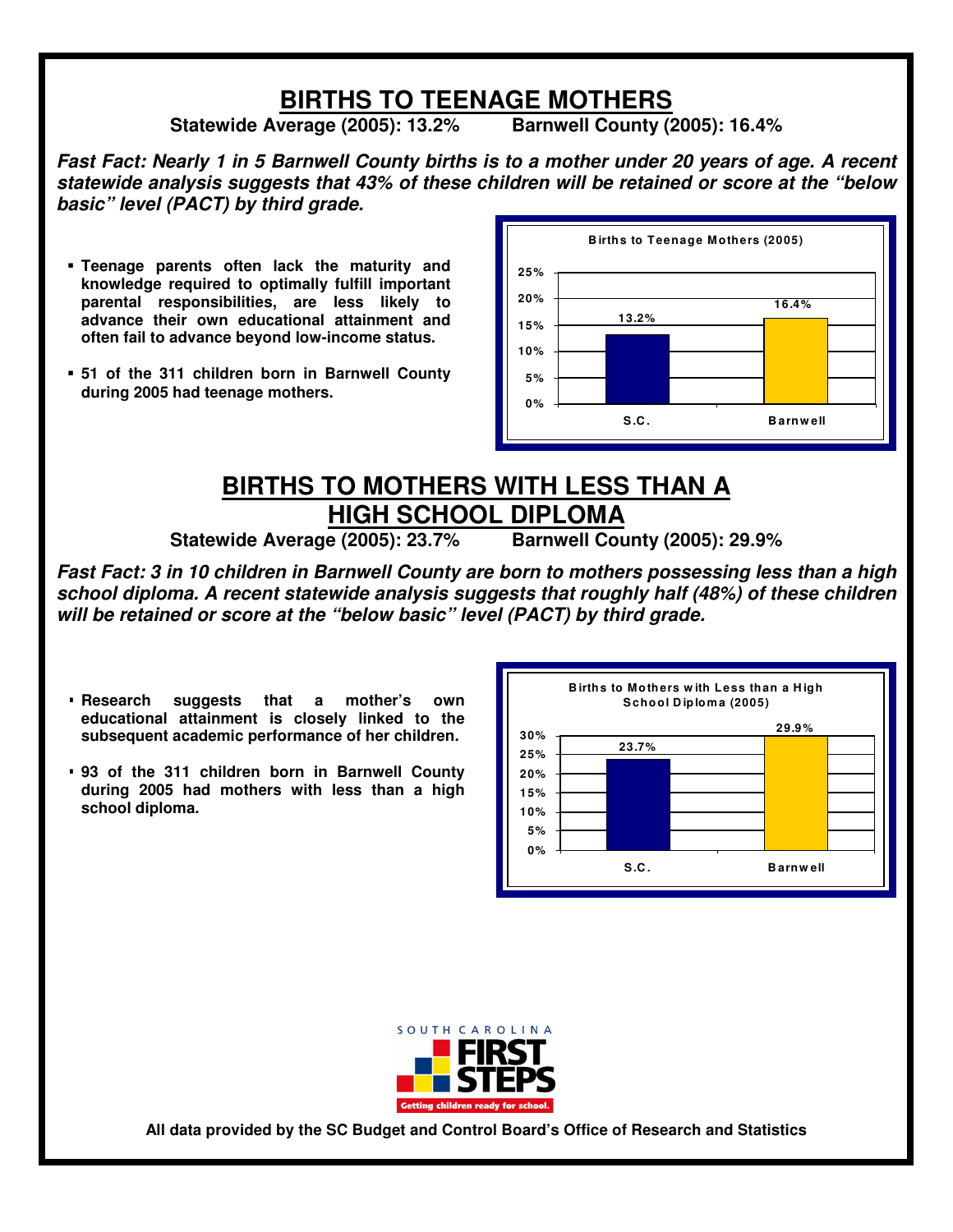# BIRTHS TO TEENAGE MOTHERS

**Statewide Average (2005): 13.2%    Barnwell County (2005): 16.4%**

***Fast Fact: Nearly 1 in 5 Barnwell County births is to a mother under 20 years of age. A recent statewide analysis suggests that 43% of these children will be retained or score at the "below basic" level (PACT) by third grade.***

- **Teenage parents often lack the maturity and knowledge required to optimally fulfill important parental responsibilities, are less likely to advance their own educational attainment and often fail to advance beyond low-income status.**
- **51 of the 311 children born in Barnwell County during 2005 had teenage mothers.**

Births to Teenage Mothers (2005)

25%
20%
15%
10%
5%
0%

13.2%
16.4%

S.C.
Barnwell

# BIRTHS TO MOTHERS WITH LESS THAN A HIGH SCHOOL DIPLOMA

**Statewide Average (2005): 23.7%    Barnwell County (2005): 29.9%**

***Fast Fact: 3 in 10 children in Barnwell County are born to mothers possessing less than a high school diploma. A recent statewide analysis suggests that roughly half (48%) of these children will be retained or score at the "below basic" level (PACT) by third grade.***

- **Research suggests that a mother's own educational attainment is closely linked to the subsequent academic performance of her children.**
- **93 of the 311 children born in Barnwell County during 2005 had mothers with less than a high school diploma.**

Births to Mothers with Less than a High School Diploma (2005)

30%
25%
20%
15%
10%
5%
0%

23.7%
29.9%

S.C.
Barnwell

SOUTH CAROLINA FIRST STEPS
Getting children ready for school.

**All data provided by the SC Budget and Control Board's Office of Research and Statistics**